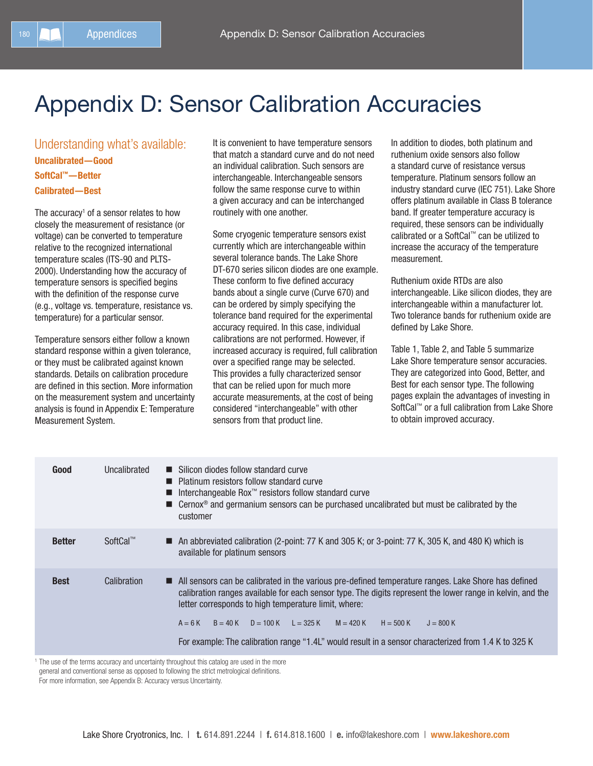# Appendix D: Sensor Calibration Accuracies

## Understanding what's available:

**Uncalibrated—Good**

**SoftCal™—Better**

**Calibrated—Best**

The accuracy[1] of a sensor relates to how closely the measurement of resistance (or voltage) can be converted to temperature relative to the recognized international temperature scales (ITS-90 and PLTS-2000). Understanding how the accuracy of temperature sensors is specified begins with the definition of the response curve (e.g., voltage vs. temperature, resistance vs. temperature) for a particular sensor.

Temperature sensors either follow a known standard response within a given tolerance, or they must be calibrated against known standards. Details on calibration procedure are defined in this section. More information on the measurement system and uncertainty analysis is found in Appendix E: Temperature Measurement System.

It is convenient to have temperature sensors that match a standard curve and do not need an individual calibration. Such sensors are interchangeable. Interchangeable sensors follow the same response curve to within a given accuracy and can be interchanged routinely with one another.

Some cryogenic temperature sensors exist currently which are interchangeable within several tolerance bands. The Lake Shore DT-670 series silicon diodes are one example. These conform to five defined accuracy bands about a single curve (Curve 670) and can be ordered by simply specifying the tolerance band required for the experimental accuracy required. In this case, individual calibrations are not performed. However, if increased accuracy is required, full calibration over a specified range may be selected. This provides a fully characterized sensor that can be relied upon for much more accurate measurements, at the cost of being considered "interchangeable" with other sensors from that product line.

In addition to diodes, both platinum and ruthenium oxide sensors also follow a standard curve of resistance versus temperature. Platinum sensors follow an industry standard curve (IEC 751). Lake Shore offers platinum available in Class B tolerance band. If greater temperature accuracy is required, these sensors can be individually calibrated or a SoftCal™ can be utilized to increase the accuracy of the temperature measurement.

Ruthenium oxide RTDs are also interchangeable. Like silicon diodes, they are interchangeable within a manufacturer lot. Two tolerance bands for ruthenium oxide are defined by Lake Shore.

Table 1, Table 2, and Table 5 summarize Lake Shore temperature sensor accuracies. They are categorized into Good, Better, and Best for each sensor type. The following pages explain the advantages of investing in SoftCal™ or a full calibration from Lake Shore to obtain improved accuracy.

| | | |
|---|---|---|
| **Good** | Uncalibrated | ■ Silicon diodes follow standard curve<br>■ Platinum resistors follow standard curve<br>■ Interchangeable Rox™ resistors follow standard curve<br>■ Cernox® and germanium sensors can be purchased uncalibrated but must be calibrated by the customer |
| **Better** | SoftCal™ | ■ An abbreviated calibration (2-point: 77 K and 305 K; or 3-point: 77 K, 305 K, and 480 K) which is available for platinum sensors |
| **Best** | Calibration | ■ All sensors can be calibrated in the various pre-defined temperature ranges. Lake Shore has defined calibration ranges available for each sensor type. The digits represent the lower range in kelvin, and the letter corresponds to high temperature limit, where:<br>A = 6 K  B = 40 K  D = 100 K  L = 325 K  M = 420 K  H = 500 K  J = 800 K<br>For example: The calibration range "1.4L" would result in a sensor characterized from 1.4 K to 325 K |

[1] The use of the terms accuracy and uncertainty throughout this catalog are used in the more general and conventional sense as opposed to following the strict metrological definitions. For more information, see Appendix B: Accuracy versus Uncertainty.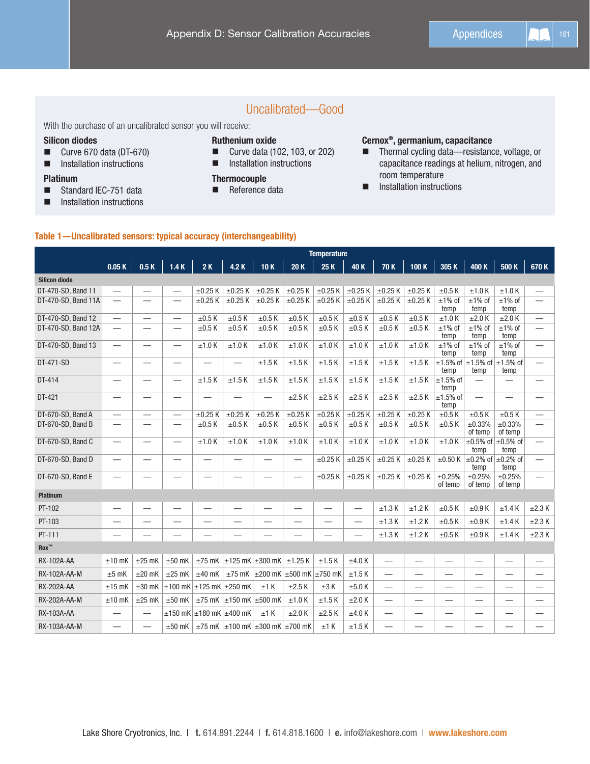## Uncalibrated—Good

With the purchase of an uncalibrated sensor you will receive:

**Silicon diodes**
- Curve 670 data (DT-670)
- Installation instructions

**Platinum**
- Standard IEC-751 data
- Installation instructions

**Ruthenium oxide**
- Curve data (102, 103, or 202)
- Installation instructions

**Thermocouple**
- Reference data

**Cernox®, germanium, capacitance**
- Thermal cycling data—resistance, voltage, or capacitance readings at helium, nitrogen, and room temperature
- Installation instructions

**Table 1—Uncalibrated sensors: typical accuracy (interchangeability)**

| | Temperature | | | | | | | | | | | | | | |
|---|---|---|---|---|---|---|---|---|---|---|---|---|---|---|---|
| | 0.05 K | 0.5 K | 1.4 K | 2 K | 4.2 K | 10 K | 20 K | 25 K | 40 K | 70 K | 100 K | 305 K | 400 K | 500 K | 670 K |
| **Silicon diode** | | | | | | | | | | | | | | | |
| DT-470-SD, Band 11 | — | — | — | ±0.25 K | ±0.25 K | ±0.25 K | ±0.25 K | ±0.25 K | ±0.25 K | ±0.25 K | ±0.25 K | ±0.5 K | ±1.0 K | ±1.0 K | — |
| DT-470-SD, Band 11A | — | — | — | ±0.25 K | ±0.25 K | ±0.25 K | ±0.25 K | ±0.25 K | ±0.25 K | ±0.25 K | ±0.25 K | ±1% of temp | ±1% of temp | ±1% of temp | — |
| DT-470-SD, Band 12 | — | — | — | ±0.5 K | ±0.5 K | ±0.5 K | ±0.5 K | ±0.5 K | ±0.5 K | ±0.5 K | ±0.5 K | ±1.0 K | ±2.0 K | ±2.0 K | — |
| DT-470-SD, Band 12A | — | — | — | ±0.5 K | ±0.5 K | ±0.5 K | ±0.5 K | ±0.5 K | ±0.5 K | ±0.5 K | ±0.5 K | ±1% of temp | ±1% of temp | ±1% of temp | — |
| DT-470-SD, Band 13 | — | — | — | ±1.0 K | ±1.0 K | ±1.0 K | ±1.0 K | ±1.0 K | ±1.0 K | ±1.0 K | ±1.0 K | ±1% of temp | ±1% of temp | ±1% of temp | — |
| DT-471-SD | — | — | — | — | — | ±1.5 K | ±1.5 K | ±1.5 K | ±1.5 K | ±1.5 K | ±1.5 K | ±1.5% of temp | ±1.5% of temp | ±1.5% of temp | — |
| DT-414 | — | — | — | ±1.5 K | ±1.5 K | ±1.5 K | ±1.5 K | ±1.5 K | ±1.5 K | ±1.5 K | ±1.5 K | ±1.5% of temp | — | — | — |
| DT-421 | — | — | — | — | — | — | ±2.5 K | ±2.5 K | ±2.5 K | ±2.5 K | ±2.5 K | ±1.5% of temp | — | — | — |
| DT-670-SD, Band A | — | — | — | ±0.25 K | ±0.25 K | ±0.25 K | ±0.25 K | ±0.25 K | ±0.25 K | ±0.25 K | ±0.25 K | ±0.5 K | ±0.5 K | ±0.5 K | — |
| DT-670-SD, Band B | — | — | — | ±0.5 K | ±0.5 K | ±0.5 K | ±0.5 K | ±0.5 K | ±0.5 K | ±0.5 K | ±0.5 K | ±0.5 K | ±0.33% of temp | ±0.33% of temp | — |
| DT-670-SD, Band C | — | — | — | ±1.0 K | ±1.0 K | ±1.0 K | ±1.0 K | ±1.0 K | ±1.0 K | ±1.0 K | ±1.0 K | ±1.0 K | ±0.5% of temp | ±0.5% of temp | — |
| DT-670-SD, Band D | — | — | — | — | — | — | — | ±0.25 K | ±0.25 K | ±0.25 K | ±0.25 K | ±0.50 K | ±0.2% of temp | ±0.2% of temp | — |
| DT-670-SD, Band E | — | — | — | — | — | — | — | ±0.25 K | ±0.25 K | ±0.25 K | ±0.25 K | ±0.25% of temp | ±0.25% of temp | ±0.25% of temp | — |
| **Platinum** | | | | | | | | | | | | | | | |
| PT-102 | — | — | — | — | — | — | — | — | — | ±1.3 K | ±1.2 K | ±0.5 K | ±0.9 K | ±1.4 K | ±2.3 K |
| PT-103 | — | — | — | — | — | — | — | — | — | ±1.3 K | ±1.2 K | ±0.5 K | ±0.9 K | ±1.4 K | ±2.3 K |
| PT-111 | — | — | — | — | — | — | — | — | — | ±1.3 K | ±1.2 K | ±0.5 K | ±0.9 K | ±1.4 K | ±2.3 K |
| **Rox™** | | | | | | | | | | | | | | | |
| RX-102A-AA | ±10 mK | ±25 mK | ±50 mK | ±75 mK | ±125 mK | ±300 mK | ±1.25 K | ±1.5 K | ±4.0 K | — | — | — | — | — | — |
| RX-102A-AA-M | ±5 mK | ±20 mK | ±25 mK | ±40 mK | ±75 mK | ±200 mK | ±500 mK | ±750 mK | ±1.5 K | — | — | — | — | — | — |
| RX-202A-AA | ±15 mK | ±30 mK | ±100 mK | ±125 mK | ±250 mK | ±1 K | ±2.5 K | ±3 K | ±5.0 K | — | — | — | — | — | — |
| RX-202A-AA-M | ±10 mK | ±25 mK | ±50 mK | ±75 mK | ±150 mK | ±500 mK | ±1.0 K | ±1.5 K | ±2.0 K | — | — | — | — | — | — |
| RX-103A-AA | — | — | ±150 mK | ±180 mK | ±400 mK | ±1 K | ±2.0 K | ±2.5 K | ±4.0 K | — | — | — | — | — | — |
| RX-103A-AA-M | — | — | ±50 mK | ±75 mK | ±100 mK | ±300 mK | ±700 mK | ±1 K | ±1.5 K | — | — | — | — | — | — |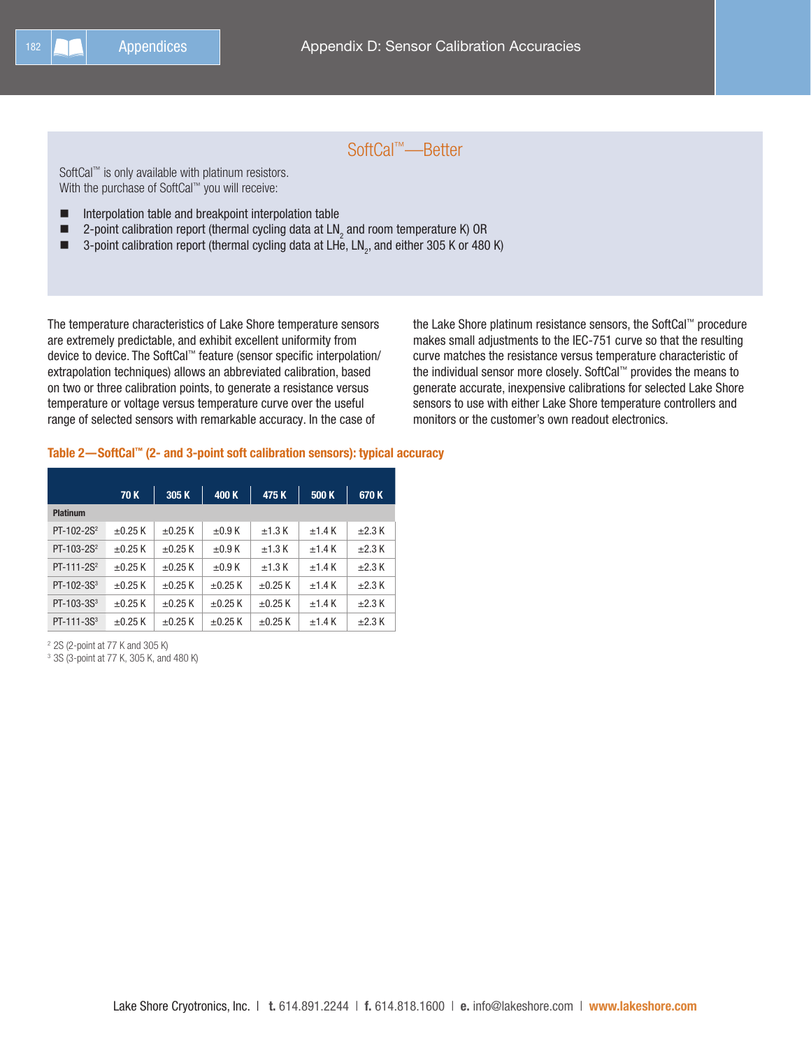## SoftCal™—Better

SoftCal™ is only available with platinum resistors.
With the purchase of SoftCal™ you will receive:

- Interpolation table and breakpoint interpolation table
- 2-point calibration report (thermal cycling data at $LN_2$ and room temperature K) OR
- 3-point calibration report (thermal cycling data at LHe, $LN_2$, and either 305 K or 480 K)

The temperature characteristics of Lake Shore temperature sensors are extremely predictable, and exhibit excellent uniformity from device to device. The SoftCal™ feature (sensor specific interpolation/extrapolation techniques) allows an abbreviated calibration, based on two or three calibration points, to generate a resistance versus temperature or voltage versus temperature curve over the useful range of selected sensors with remarkable accuracy. In the case of the Lake Shore platinum resistance sensors, the SoftCal™ procedure makes small adjustments to the IEC-751 curve so that the resulting curve matches the resistance versus temperature characteristic of the individual sensor more closely. SoftCal™ provides the means to generate accurate, inexpensive calibrations for selected Lake Shore sensors to use with either Lake Shore temperature controllers and monitors or the customer's own readout electronics.

**Table 2—SoftCal™ (2- and 3-point soft calibration sensors): typical accuracy**

| | 70 K | 305 K | 400 K | 475 K | 500 K | 670 K |
|---|---|---|---|---|---|---|
| **Platinum** | | | | | | |
| PT-102-2S[2] | ±0.25 K | ±0.25 K | ±0.9 K | ±1.3 K | ±1.4 K | ±2.3 K |
| PT-103-2S[2] | ±0.25 K | ±0.25 K | ±0.9 K | ±1.3 K | ±1.4 K | ±2.3 K |
| PT-111-2S[2] | ±0.25 K | ±0.25 K | ±0.9 K | ±1.3 K | ±1.4 K | ±2.3 K |
| PT-102-3S[3] | ±0.25 K | ±0.25 K | ±0.25 K | ±0.25 K | ±1.4 K | ±2.3 K |
| PT-103-3S[3] | ±0.25 K | ±0.25 K | ±0.25 K | ±0.25 K | ±1.4 K | ±2.3 K |
| PT-111-3S[3] | ±0.25 K | ±0.25 K | ±0.25 K | ±0.25 K | ±1.4 K | ±2.3 K |

[2] 2S (2-point at 77 K and 305 K)
[3] 3S (3-point at 77 K, 305 K, and 480 K)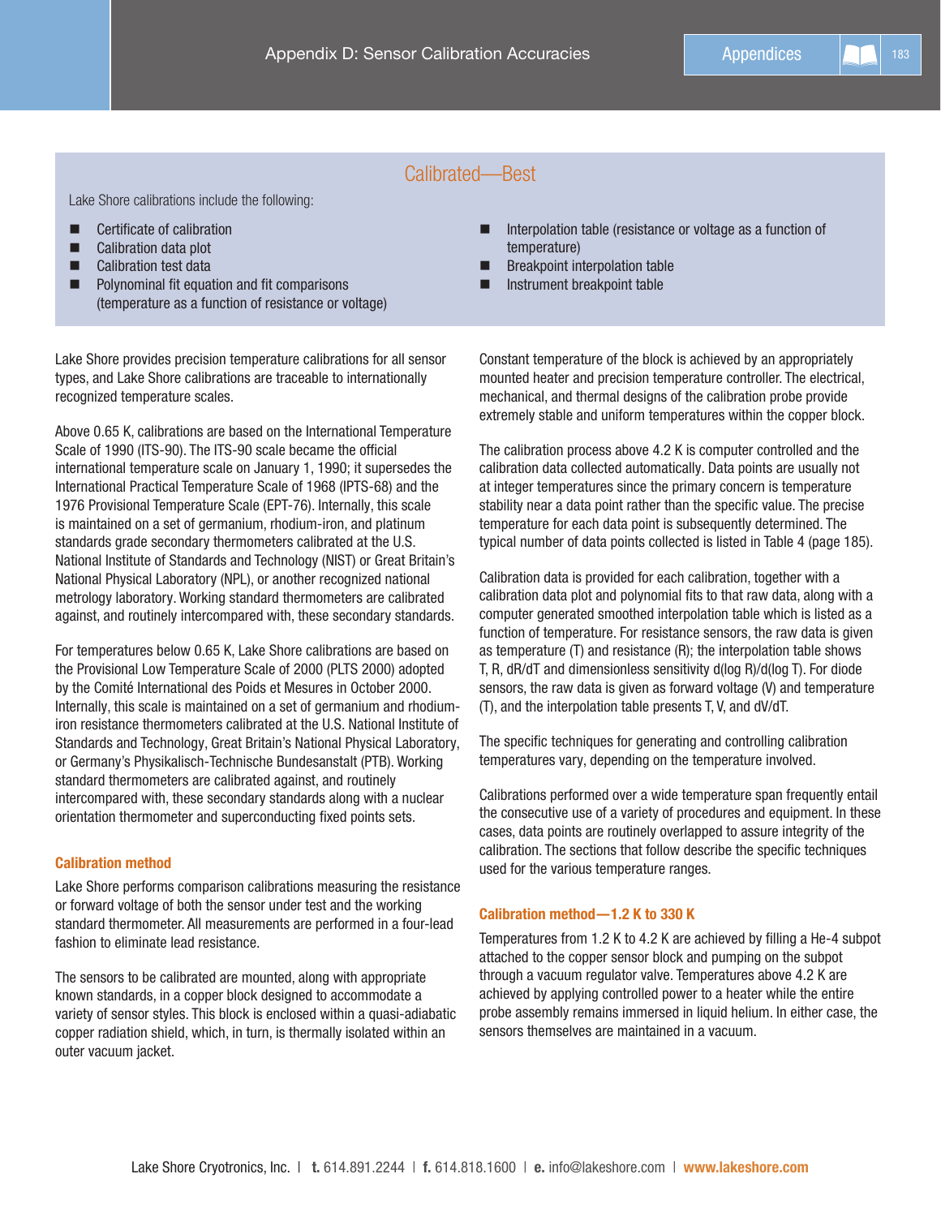## Calibrated—Best

Lake Shore calibrations include the following:

- Certificate of calibration
- Calibration data plot
- Calibration test data
- Polynominal fit equation and fit comparisons (temperature as a function of resistance or voltage)
- Interpolation table (resistance or voltage as a function of temperature)
- Breakpoint interpolation table
- Instrument breakpoint table

Lake Shore provides precision temperature calibrations for all sensor types, and Lake Shore calibrations are traceable to internationally recognized temperature scales.

Above 0.65 K, calibrations are based on the International Temperature Scale of 1990 (ITS-90). The ITS-90 scale became the official international temperature scale on January 1, 1990; it supersedes the International Practical Temperature Scale of 1968 (IPTS-68) and the 1976 Provisional Temperature Scale (EPT-76). Internally, this scale is maintained on a set of germanium, rhodium-iron, and platinum standards grade secondary thermometers calibrated at the U.S. National Institute of Standards and Technology (NIST) or Great Britain's National Physical Laboratory (NPL), or another recognized national metrology laboratory. Working standard thermometers are calibrated against, and routinely intercompared with, these secondary standards.

For temperatures below 0.65 K, Lake Shore calibrations are based on the Provisional Low Temperature Scale of 2000 (PLTS 2000) adopted by the Comité International des Poids et Mesures in October 2000. Internally, this scale is maintained on a set of germanium and rhodium-iron resistance thermometers calibrated at the U.S. National Institute of Standards and Technology, Great Britain's National Physical Laboratory, or Germany's Physikalisch-Technische Bundesanstalt (PTB). Working standard thermometers are calibrated against, and routinely intercompared with, these secondary standards along with a nuclear orientation thermometer and superconducting fixed points sets.

### Calibration method

Lake Shore performs comparison calibrations measuring the resistance or forward voltage of both the sensor under test and the working standard thermometer. All measurements are performed in a four-lead fashion to eliminate lead resistance.

The sensors to be calibrated are mounted, along with appropriate known standards, in a copper block designed to accommodate a variety of sensor styles. This block is enclosed within a quasi-adiabatic copper radiation shield, which, in turn, is thermally isolated within an outer vacuum jacket.

Constant temperature of the block is achieved by an appropriately mounted heater and precision temperature controller. The electrical, mechanical, and thermal designs of the calibration probe provide extremely stable and uniform temperatures within the copper block.

The calibration process above 4.2 K is computer controlled and the calibration data collected automatically. Data points are usually not at integer temperatures since the primary concern is temperature stability near a data point rather than the specific value. The precise temperature for each data point is subsequently determined. The typical number of data points collected is listed in Table 4 (page 185).

Calibration data is provided for each calibration, together with a calibration data plot and polynomial fits to that raw data, along with a computer generated smoothed interpolation table which is listed as a function of temperature. For resistance sensors, the raw data is given as temperature (T) and resistance (R); the interpolation table shows T, R, dR/dT and dimensionless sensitivity d(log R)/d(log T). For diode sensors, the raw data is given as forward voltage (V) and temperature (T), and the interpolation table presents T, V, and dV/dT.

The specific techniques for generating and controlling calibration temperatures vary, depending on the temperature involved.

Calibrations performed over a wide temperature span frequently entail the consecutive use of a variety of procedures and equipment. In these cases, data points are routinely overlapped to assure integrity of the calibration. The sections that follow describe the specific techniques used for the various temperature ranges.

### Calibration method—1.2 K to 330 K

Temperatures from 1.2 K to 4.2 K are achieved by filling a He-4 subpot attached to the copper sensor block and pumping on the subpot through a vacuum regulator valve. Temperatures above 4.2 K are achieved by applying controlled power to a heater while the entire probe assembly remains immersed in liquid helium. In either case, the sensors themselves are maintained in a vacuum.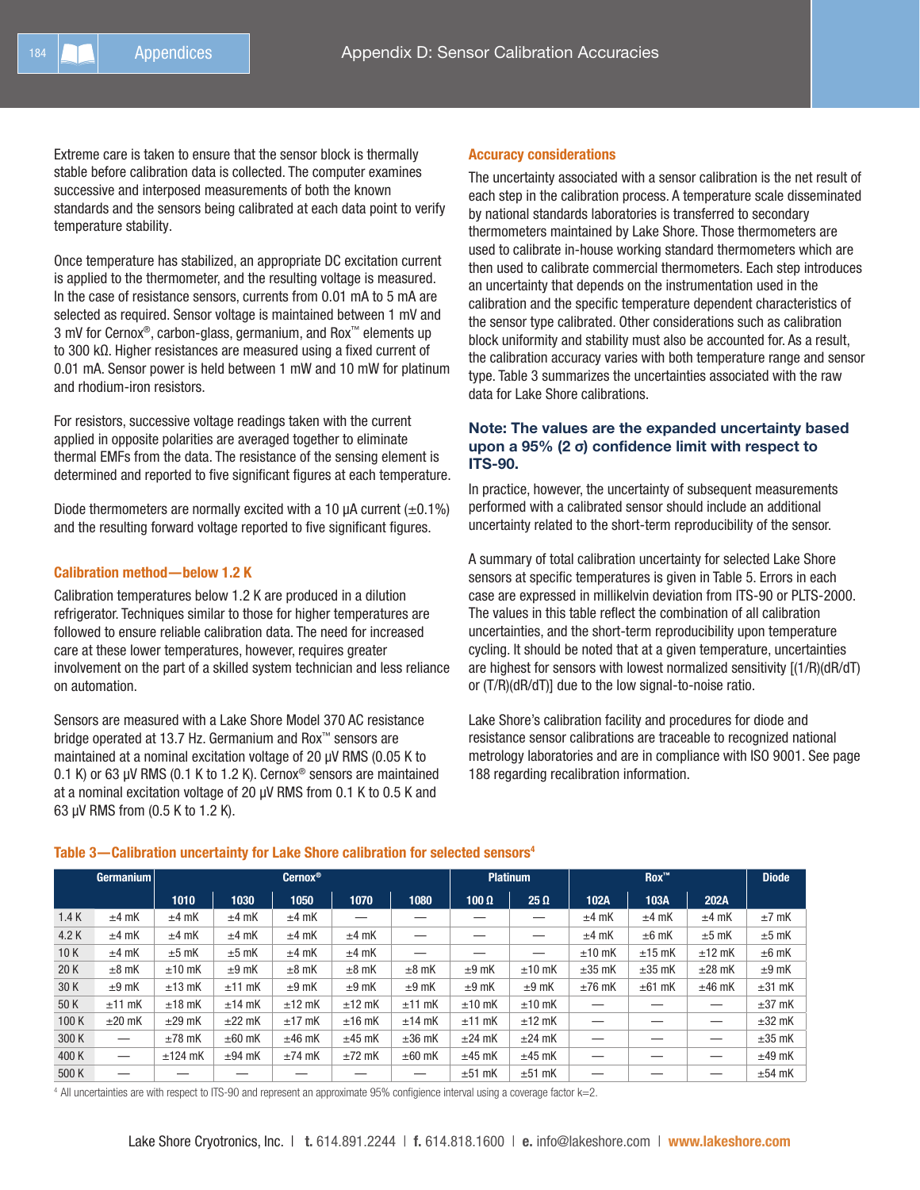Extreme care is taken to ensure that the sensor block is thermally stable before calibration data is collected. The computer examines successive and interposed measurements of both the known standards and the sensors being calibrated at each data point to verify temperature stability.

Once temperature has stabilized, an appropriate DC excitation current is applied to the thermometer, and the resulting voltage is measured. In the case of resistance sensors, currents from 0.01 mA to 5 mA are selected as required. Sensor voltage is maintained between 1 mV and 3 mV for Cernox®, carbon-glass, germanium, and Rox™ elements up to 300 kΩ. Higher resistances are measured using a fixed current of 0.01 mA. Sensor power is held between 1 mW and 10 mW for platinum and rhodium-iron resistors.

For resistors, successive voltage readings taken with the current applied in opposite polarities are averaged together to eliminate thermal EMFs from the data. The resistance of the sensing element is determined and reported to five significant figures at each temperature.

Diode thermometers are normally excited with a 10 µA current (±0.1%) and the resulting forward voltage reported to five significant figures.

## Calibration method—below 1.2 K

Calibration temperatures below 1.2 K are produced in a dilution refrigerator. Techniques similar to those for higher temperatures are followed to ensure reliable calibration data. The need for increased care at these lower temperatures, however, requires greater involvement on the part of a skilled system technician and less reliance on automation.

Sensors are measured with a Lake Shore Model 370 AC resistance bridge operated at 13.7 Hz. Germanium and Rox™ sensors are maintained at a nominal excitation voltage of 20 µV RMS (0.05 K to 0.1 K) or 63 µV RMS (0.1 K to 1.2 K). Cernox® sensors are maintained at a nominal excitation voltage of 20 µV RMS from 0.1 K to 0.5 K and 63 µV RMS from (0.5 K to 1.2 K).

## Accuracy considerations

The uncertainty associated with a sensor calibration is the net result of each step in the calibration process. A temperature scale disseminated by national standards laboratories is transferred to secondary thermometers maintained by Lake Shore. Those thermometers are used to calibrate in-house working standard thermometers which are then used to calibrate commercial thermometers. Each step introduces an uncertainty that depends on the instrumentation used in the calibration and the specific temperature dependent characteristics of the sensor type calibrated. Other considerations such as calibration block uniformity and stability must also be accounted for. As a result, the calibration accuracy varies with both temperature range and sensor type. Table 3 summarizes the uncertainties associated with the raw data for Lake Shore calibrations.

**Note: The values are the expanded uncertainty based upon a 95% (2 σ) confidence limit with respect to ITS-90.**

In practice, however, the uncertainty of subsequent measurements performed with a calibrated sensor should include an additional uncertainty related to the short-term reproducibility of the sensor.

A summary of total calibration uncertainty for selected Lake Shore sensors at specific temperatures is given in Table 5. Errors in each case are expressed in millikelvin deviation from ITS-90 or PLTS-2000. The values in this table reflect the combination of all calibration uncertainties, and the short-term reproducibility upon temperature cycling. It should be noted that at a given temperature, uncertainties are highest for sensors with lowest normalized sensitivity [(1/R)(dR/dT) or (T/R)(dR/dT)] due to the low signal-to-noise ratio.

Lake Shore's calibration facility and procedures for diode and resistance sensor calibrations are traceable to recognized national metrology laboratories and are in compliance with ISO 9001. See page 188 regarding recalibration information.

**Table 3—Calibration uncertainty for Lake Shore calibration for selected sensors[4]**

| | Germanium | Cernox® | | | | | Platinum | | Rox™ | | | Diode |
|---|---|---|---|---|---|---|---|---|---|---|---|---|
| | | 1010 | 1030 | 1050 | 1070 | 1080 | 100 Ω | 25 Ω | 102A | 103A | 202A | |
| 1.4 K | ±4 mK | ±4 mK | ±4 mK | ±4 mK | — | — | — | — | ±4 mK | ±4 mK | ±4 mK | ±7 mK |
| 4.2 K | ±4 mK | ±4 mK | ±4 mK | ±4 mK | ±4 mK | — | — | — | ±4 mK | ±6 mK | ±5 mK | ±5 mK |
| 10 K | ±4 mK | ±5 mK | ±5 mK | ±4 mK | ±4 mK | — | — | — | ±10 mK | ±15 mK | ±12 mK | ±6 mK |
| 20 K | ±8 mK | ±10 mK | ±9 mK | ±8 mK | ±8 mK | ±8 mK | ±9 mK | ±10 mK | ±35 mK | ±35 mK | ±28 mK | ±9 mK |
| 30 K | ±9 mK | ±13 mK | ±11 mK | ±9 mK | ±9 mK | ±9 mK | ±9 mK | ±9 mK | ±76 mK | ±61 mK | ±46 mK | ±31 mK |
| 50 K | ±11 mK | ±18 mK | ±14 mK | ±12 mK | ±12 mK | ±11 mK | ±10 mK | ±10 mK | — | — | — | ±37 mK |
| 100 K | ±20 mK | ±29 mK | ±22 mK | ±17 mK | ±16 mK | ±14 mK | ±11 mK | ±12 mK | — | — | — | ±32 mK |
| 300 K | — | ±78 mK | ±60 mK | ±46 mK | ±45 mK | ±36 mK | ±24 mK | ±24 mK | — | — | — | ±35 mK |
| 400 K | — | ±124 mK | ±94 mK | ±74 mK | ±72 mK | ±60 mK | ±45 mK | ±45 mK | — | — | — | ±49 mK |
| 500 K | — | — | — | — | — | — | ±51 mK | ±51 mK | — | — | — | ±54 mK |

[4] All uncertainties are with respect to ITS-90 and represent an approximate 95% configience interval using a coverage factor k=2.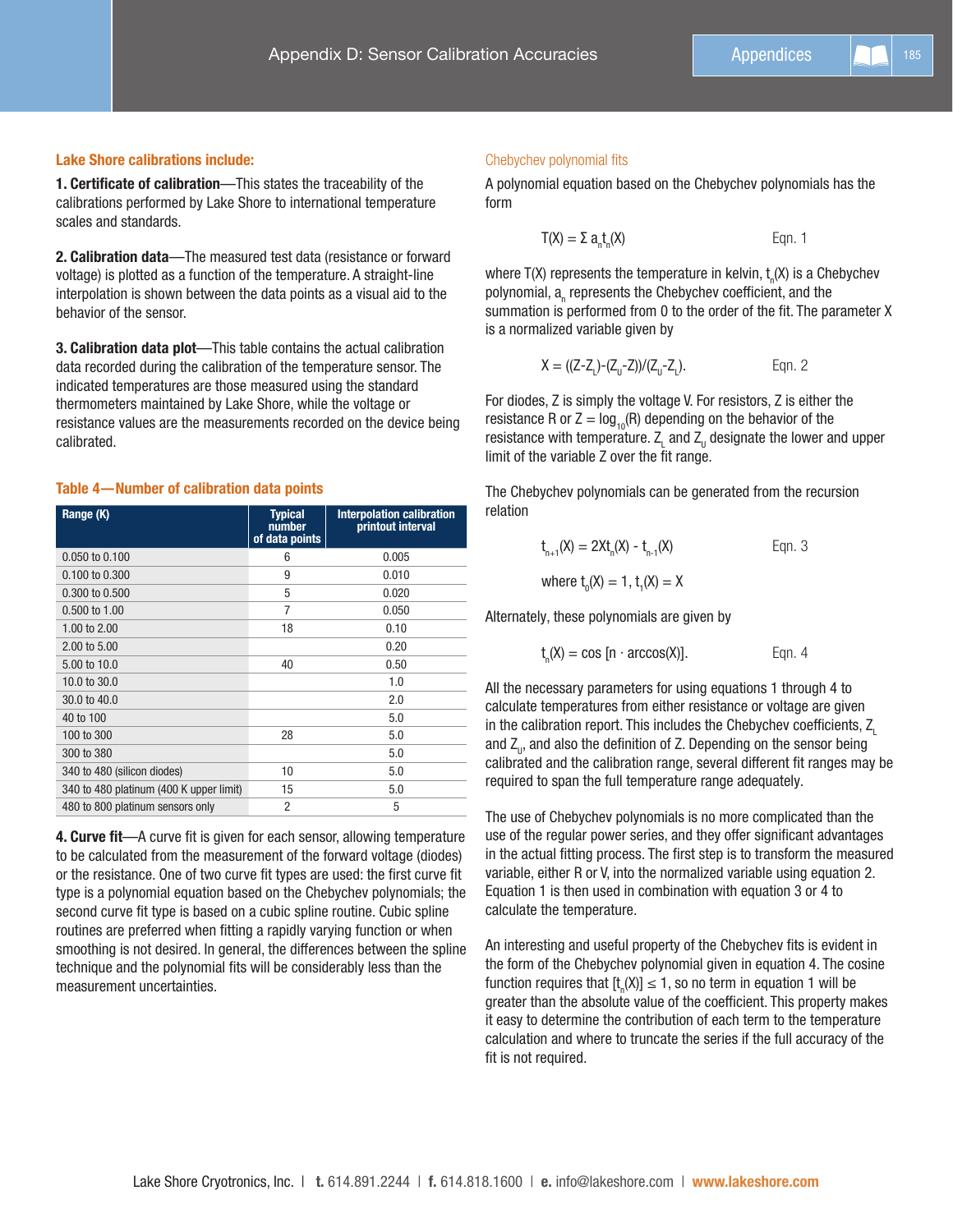**Lake Shore calibrations include:**

**1. Certificate of calibration**—This states the traceability of the calibrations performed by Lake Shore to international temperature scales and standards.

**2. Calibration data**—The measured test data (resistance or forward voltage) is plotted as a function of the temperature. A straight-line interpolation is shown between the data points as a visual aid to the behavior of the sensor.

**3. Calibration data plot**—This table contains the actual calibration data recorded during the calibration of the temperature sensor. The indicated temperatures are those measured using the standard thermometers maintained by Lake Shore, while the voltage or resistance values are the measurements recorded on the device being calibrated.

**Table 4—Number of calibration data points**

| Range (K) | Typical number of data points | Interpolation calibration printout interval |
|---|---|---|
| 0.050 to 0.100 | 6 | 0.005 |
| 0.100 to 0.300 | 9 | 0.010 |
| 0.300 to 0.500 | 5 | 0.020 |
| 0.500 to 1.00 | 7 | 0.050 |
| 1.00 to 2.00 | 18 | 0.10 |
| 2.00 to 5.00 | | 0.20 |
| 5.00 to 10.0 | 40 | 0.50 |
| 10.0 to 30.0 | | 1.0 |
| 30.0 to 40.0 | | 2.0 |
| 40 to 100 | | 5.0 |
| 100 to 300 | 28 | 5.0 |
| 300 to 380 | | 5.0 |
| 340 to 480 (silicon diodes) | 10 | 5.0 |
| 340 to 480 platinum (400 K upper limit) | 15 | 5.0 |
| 480 to 800 platinum sensors only | 2 | 5 |

**4. Curve fit**—A curve fit is given for each sensor, allowing temperature to be calculated from the measurement of the forward voltage (diodes) or the resistance. One of two curve fit types are used: the first curve fit type is a polynomial equation based on the Chebychev polynomials; the second curve fit type is based on a cubic spline routine. Cubic spline routines are preferred when fitting a rapidly varying function or when smoothing is not desired. In general, the differences between the spline technique and the polynomial fits will be considerably less than the measurement uncertainties.

## Chebychev polynomial fits

A polynomial equation based on the Chebychev polynomials has the form

$$T(X) = \Sigma\, a_n t_n(X) \qquad \text{Eqn. 1}$$

where T(X) represents the temperature in kelvin, $t_n(X)$ is a Chebychev polynomial, $a_n$ represents the Chebychev coefficient, and the summation is performed from 0 to the order of the fit. The parameter X is a normalized variable given by

$$X = ((Z-Z_L)-(Z_U-Z))/(Z_U-Z_L). \qquad \text{Eqn. 2}$$

For diodes, Z is simply the voltage V. For resistors, Z is either the resistance R or $Z = \log_{10}(R)$ depending on the behavior of the resistance with temperature. $Z_L$ and $Z_U$ designate the lower and upper limit of the variable Z over the fit range.

The Chebychev polynomials can be generated from the recursion relation

$$t_{n+1}(X) = 2Xt_n(X) - t_{n-1}(X) \qquad \text{Eqn. 3}$$

where $t_0(X) = 1$, $t_1(X) = X$

Alternately, these polynomials are given by

$$t_n(X) = \cos\,[n \cdot \arccos(X)]. \qquad \text{Eqn. 4}$$

All the necessary parameters for using equations 1 through 4 to calculate temperatures from either resistance or voltage are given in the calibration report. This includes the Chebychev coefficients, $Z_L$ and $Z_U$, and also the definition of Z. Depending on the sensor being calibrated and the calibration range, several different fit ranges may be required to span the full temperature range adequately.

The use of Chebychev polynomials is no more complicated than the use of the regular power series, and they offer significant advantages in the actual fitting process. The first step is to transform the measured variable, either R or V, into the normalized variable using equation 2. Equation 1 is then used in combination with equation 3 or 4 to calculate the temperature.

An interesting and useful property of the Chebychev fits is evident in the form of the Chebychev polynomial given in equation 4. The cosine function requires that $[t_n(X)] \leq 1$, so no term in equation 1 will be greater than the absolute value of the coefficient. This property makes it easy to determine the contribution of each term to the temperature calculation and where to truncate the series if the full accuracy of the fit is not required.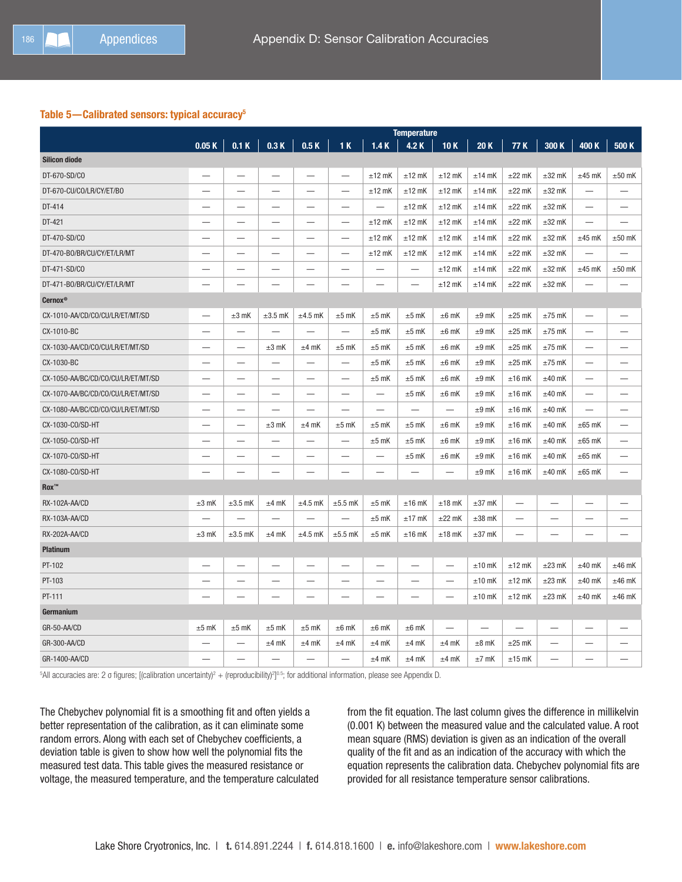**Table 5—Calibrated sensors: typical accuracy[5]**

| | Temperature | | | | | | | | | | | | |
|---|---|---|---|---|---|---|---|---|---|---|---|---|---|
| | 0.05 K | 0.1 K | 0.3 K | 0.5 K | 1 K | 1.4 K | 4.2 K | 10 K | 20 K | 77 K | 300 K | 400 K | 500 K |
| **Silicon diode** | | | | | | | | | | | | | |
| DT-670-SD/CO | — | — | — | — | — | ±12 mK | ±12 mK | ±12 mK | ±14 mK | ±22 mK | ±32 mK | ±45 mK | ±50 mK |
| DT-670-CU/CO/LR/CY/ET/BO | — | — | — | — | — | ±12 mK | ±12 mK | ±12 mK | ±14 mK | ±22 mK | ±32 mK | — | — |
| DT-414 | — | — | — | — | — | — | ±12 mK | ±12 mK | ±14 mK | ±22 mK | ±32 mK | — | — |
| DT-421 | — | — | — | — | — | ±12 mK | ±12 mK | ±12 mK | ±14 mK | ±22 mK | ±32 mK | — | — |
| DT-470-SD/CO | — | — | — | — | — | ±12 mK | ±12 mK | ±12 mK | ±14 mK | ±22 mK | ±32 mK | ±45 mK | ±50 mK |
| DT-470-BO/BR/CU/CY/ET/LR/MT | — | — | — | — | — | ±12 mK | ±12 mK | ±12 mK | ±14 mK | ±22 mK | ±32 mK | — | — |
| DT-471-SD/CO | — | — | — | — | — | — | — | ±12 mK | ±14 mK | ±22 mK | ±32 mK | ±45 mK | ±50 mK |
| DT-471-BO/BR/CU/CY/ET/LR/MT | — | — | — | — | — | — | — | ±12 mK | ±14 mK | ±22 mK | ±32 mK | — | — |
| **Cernox®** | | | | | | | | | | | | | |
| CX-1010-AA/CD/CO/CU/LR/ET/MT/SD | — | ±3 mK | ±3.5 mK | ±4.5 mK | ±5 mK | ±5 mK | ±5 mK | ±6 mK | ±9 mK | ±25 mK | ±75 mK | — | — |
| CX-1010-BC | — | — | — | — | — | ±5 mK | ±5 mK | ±6 mK | ±9 mK | ±25 mK | ±75 mK | — | — |
| CX-1030-AA/CD/CO/CU/LR/ET/MT/SD | — | — | ±3 mK | ±4 mK | ±5 mK | ±5 mK | ±5 mK | ±6 mK | ±9 mK | ±25 mK | ±75 mK | — | — |
| CX-1030-BC | — | — | — | — | — | ±5 mK | ±5 mK | ±6 mK | ±9 mK | ±25 mK | ±75 mK | — | — |
| CX-1050-AA/BC/CD/CO/CU/LR/ET/MT/SD | — | — | — | — | — | ±5 mK | ±5 mK | ±6 mK | ±9 mK | ±16 mK | ±40 mK | — | — |
| CX-1070-AA/BC/CD/CO/CU/LR/ET/MT/SD | — | — | — | — | — | — | ±5 mK | ±6 mK | ±9 mK | ±16 mK | ±40 mK | — | — |
| CX-1080-AA/BC/CD/CO/CU/LR/ET/MT/SD | — | — | — | — | — | — | — | — | ±9 mK | ±16 mK | ±40 mK | — | — |
| CX-1030-CO/SD-HT | — | — | ±3 mK | ±4 mK | ±5 mK | ±5 mK | ±5 mK | ±6 mK | ±9 mK | ±16 mK | ±40 mK | ±65 mK | — |
| CX-1050-CO/SD-HT | — | — | — | — | — | ±5 mK | ±5 mK | ±6 mK | ±9 mK | ±16 mK | ±40 mK | ±65 mK | — |
| CX-1070-CO/SD-HT | — | — | — | — | — | — | ±5 mK | ±6 mK | ±9 mK | ±16 mK | ±40 mK | ±65 mK | — |
| CX-1080-CO/SD-HT | — | — | — | — | — | — | — | — | ±9 mK | ±16 mK | ±40 mK | ±65 mK | — |
| **Rox™** | | | | | | | | | | | | | |
| RX-102A-AA/CD | ±3 mK | ±3.5 mK | ±4 mK | ±4.5 mK | ±5.5 mK | ±5 mK | ±16 mK | ±18 mK | ±37 mK | — | — | — | — |
| RX-103A-AA/CD | — | — | — | — | — | ±5 mK | ±17 mK | ±22 mK | ±38 mK | — | — | — | — |
| RX-202A-AA/CD | ±3 mK | ±3.5 mK | ±4 mK | ±4.5 mK | ±5.5 mK | ±5 mK | ±16 mK | ±18 mK | ±37 mK | — | — | — | — |
| **Platinum** | | | | | | | | | | | | | |
| PT-102 | — | — | — | — | — | — | — | — | ±10 mK | ±12 mK | ±23 mK | ±40 mK | ±46 mK |
| PT-103 | — | — | — | — | — | — | — | — | ±10 mK | ±12 mK | ±23 mK | ±40 mK | ±46 mK |
| PT-111 | — | — | — | — | — | — | — | — | ±10 mK | ±12 mK | ±23 mK | ±40 mK | ±46 mK |
| **Germanium** | | | | | | | | | | | | | |
| GR-50-AA/CD | ±5 mK | ±5 mK | ±5 mK | ±5 mK | ±6 mK | ±6 mK | ±6 mK | — | — | — | — | — | — |
| GR-300-AA/CD | — | — | ±4 mK | ±4 mK | ±4 mK | ±4 mK | ±4 mK | ±4 mK | ±8 mK | ±25 mK | — | — | — |
| GR-1400-AA/CD | — | — | — | — | — | ±4 mK | ±4 mK | ±4 mK | ±7 mK | ±15 mK | — | — | — |

[5]All accuracies are: 2 σ figures; $[(\text{calibration uncertainty})^2 + (\text{reproducibility})^2]^{0.5}$; for additional information, please see Appendix D.

The Chebychev polynomial fit is a smoothing fit and often yields a better representation of the calibration, as it can eliminate some random errors. Along with each set of Chebychev coefficients, a deviation table is given to show how well the polynomial fits the measured test data. This table gives the measured resistance or voltage, the measured temperature, and the temperature calculated from the fit equation. The last column gives the difference in millikelvin (0.001 K) between the measured value and the calculated value. A root mean square (RMS) deviation is given as an indication of the overall quality of the fit and as an indication of the accuracy with which the equation represents the calibration data. Chebychev polynomial fits are provided for all resistance temperature sensor calibrations.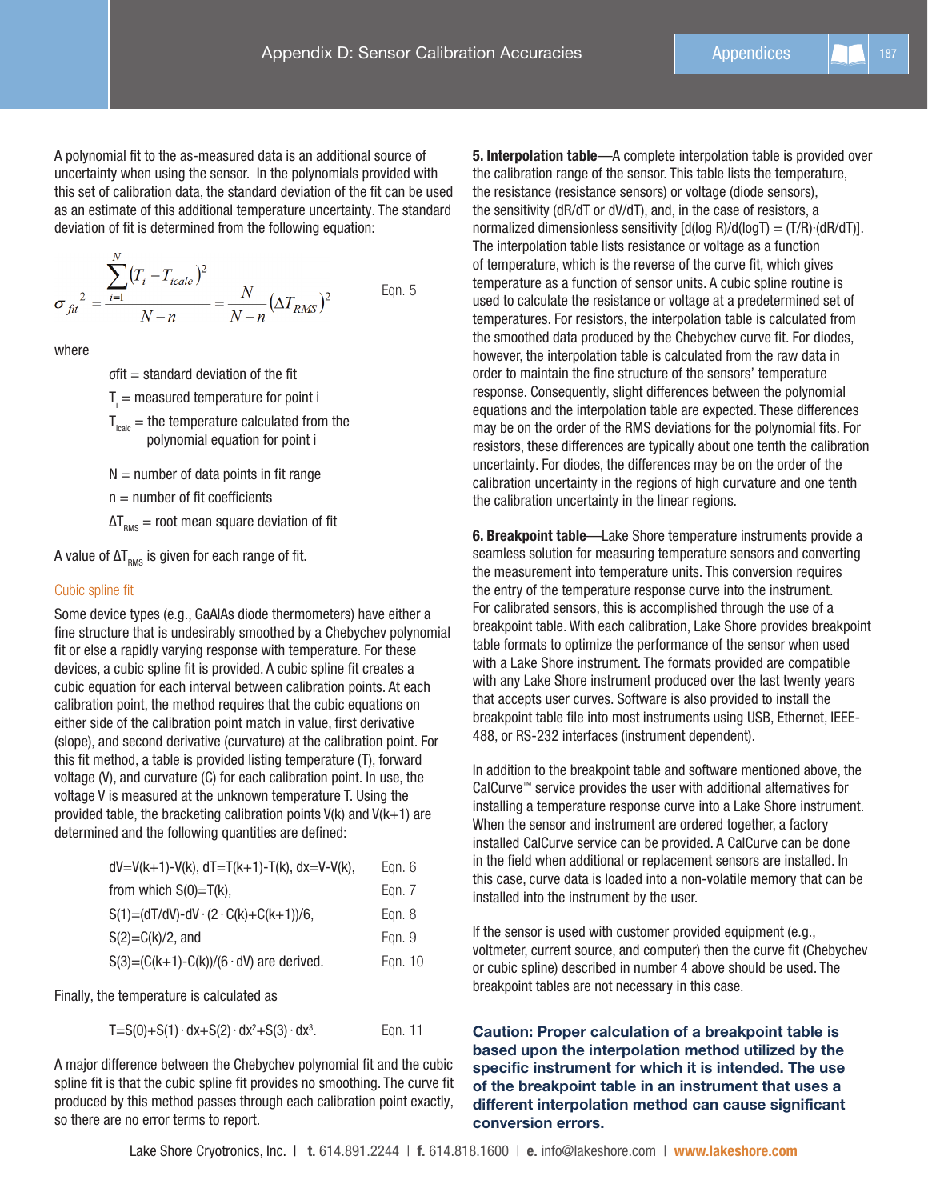A polynomial fit to the as-measured data is an additional source of uncertainty when using the sensor. In the polynomials provided with this set of calibration data, the standard deviation of the fit can be used as an estimate of this additional temperature uncertainty. The standard deviation of fit is determined from the following equation:

$$\sigma_{fit}^{\ 2} = \frac{\sum_{i=1}^{N} \left(T_i - T_{icalc}\right)^2}{N-n} = \frac{N}{N-n}\left(\Delta T_{RMS}\right)^2 \qquad \text{Eqn. 5}$$

where

$\sigma fit$ = standard deviation of the fit

$T_i$ = measured temperature for point i

$T_{icalc}$ = the temperature calculated from the polynomial equation for point i

N = number of data points in fit range

n = number of fit coefficients

$\Delta T_{RMS}$ = root mean square deviation of fit

A value of $\Delta T_{RMS}$ is given for each range of fit.

### Cubic spline fit

Some device types (e.g., GaAlAs diode thermometers) have either a fine structure that is undesirably smoothed by a Chebychev polynomial fit or else a rapidly varying response with temperature. For these devices, a cubic spline fit is provided. A cubic spline fit creates a cubic equation for each interval between calibration points. At each calibration point, the method requires that the cubic equations on either side of the calibration point match in value, first derivative (slope), and second derivative (curvature) at the calibration point. For this fit method, a table is provided listing temperature (T), forward voltage (V), and curvature (C) for each calibration point. In use, the voltage V is measured at the unknown temperature T. Using the provided table, the bracketing calibration points V(k) and V(k+1) are determined and the following quantities are defined:

$dV=V(k+1)-V(k),\ dT=T(k+1)-T(k),\ dx=V-V(k),$ Eqn. 6

from which $S(0)=T(k),$ Eqn. 7

$S(1)=(dT/dV)-dV\cdot(2\cdot C(k)+C(k+1))/6,$ Eqn. 8

$S(2)=C(k)/2,$ and Eqn. 9

$S(3)=(C(k+1)-C(k))/(6\cdot dV)$ are derived. Eqn. 10

Finally, the temperature is calculated as

$T=S(0)+S(1)\cdot dx+S(2)\cdot dx^2+S(3)\cdot dx^3.$ Eqn. 11

A major difference between the Chebychev polynomial fit and the cubic spline fit is that the cubic spline fit provides no smoothing. The curve fit produced by this method passes through each calibration point exactly, so there are no error terms to report.

**5. Interpolation table**—A complete interpolation table is provided over the calibration range of the sensor. This table lists the temperature, the resistance (resistance sensors) or voltage (diode sensors), the sensitivity (dR/dT or dV/dT), and, in the case of resistors, a normalized dimensionless sensitivity [d(log R)/d(logT) = (T/R)·(dR/dT)]. The interpolation table lists resistance or voltage as a function of temperature, which is the reverse of the curve fit, which gives temperature as a function of sensor units. A cubic spline routine is used to calculate the resistance or voltage at a predetermined set of temperatures. For resistors, the interpolation table is calculated from the smoothed data produced by the Chebychev curve fit. For diodes, however, the interpolation table is calculated from the raw data in order to maintain the fine structure of the sensors' temperature response. Consequently, slight differences between the polynomial equations and the interpolation table are expected. These differences may be on the order of the RMS deviations for the polynomial fits. For resistors, these differences are typically about one tenth the calibration uncertainty. For diodes, the differences may be on the order of the calibration uncertainty in the regions of high curvature and one tenth the calibration uncertainty in the linear regions.

**6. Breakpoint table**—Lake Shore temperature instruments provide a seamless solution for measuring temperature sensors and converting the measurement into temperature units. This conversion requires the entry of the temperature response curve into the instrument. For calibrated sensors, this is accomplished through the use of a breakpoint table. With each calibration, Lake Shore provides breakpoint table formats to optimize the performance of the sensor when used with a Lake Shore instrument. The formats provided are compatible with any Lake Shore instrument produced over the last twenty years that accepts user curves. Software is also provided to install the breakpoint table file into most instruments using USB, Ethernet, IEEE-488, or RS-232 interfaces (instrument dependent).

In addition to the breakpoint table and software mentioned above, the CalCurve™ service provides the user with additional alternatives for installing a temperature response curve into a Lake Shore instrument. When the sensor and instrument are ordered together, a factory installed CalCurve service can be provided. A CalCurve can be done in the field when additional or replacement sensors are installed. In this case, curve data is loaded into a non-volatile memory that can be installed into the instrument by the user.

If the sensor is used with customer provided equipment (e.g., voltmeter, current source, and computer) then the curve fit (Chebychev or cubic spline) described in number 4 above should be used. The breakpoint tables are not necessary in this case.

**Caution: Proper calculation of a breakpoint table is based upon the interpolation method utilized by the specific instrument for which it is intended. The use of the breakpoint table in an instrument that uses a different interpolation method can cause significant conversion errors.**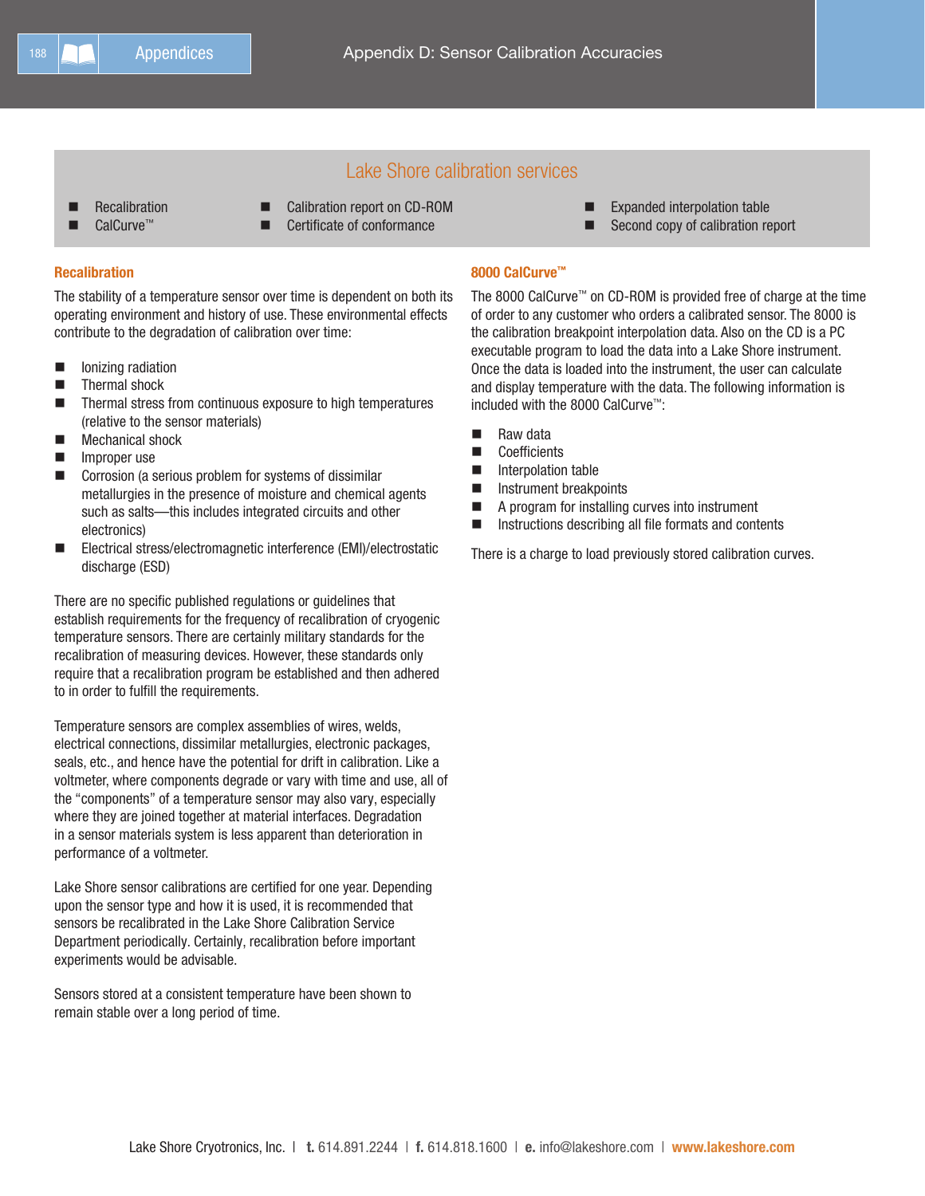## Lake Shore calibration services

- Recalibration
- CalCurve™
- Calibration report on CD-ROM
- Certificate of conformance
- Expanded interpolation table
- Second copy of calibration report

### Recalibration

The stability of a temperature sensor over time is dependent on both its operating environment and history of use. These environmental effects contribute to the degradation of calibration over time:

- Ionizing radiation
- Thermal shock
- Thermal stress from continuous exposure to high temperatures (relative to the sensor materials)
- Mechanical shock
- Improper use
- Corrosion (a serious problem for systems of dissimilar metallurgies in the presence of moisture and chemical agents such as salts—this includes integrated circuits and other electronics)
- Electrical stress/electromagnetic interference (EMI)/electrostatic discharge (ESD)

There are no specific published regulations or guidelines that establish requirements for the frequency of recalibration of cryogenic temperature sensors. There are certainly military standards for the recalibration of measuring devices. However, these standards only require that a recalibration program be established and then adhered to in order to fulfill the requirements.

Temperature sensors are complex assemblies of wires, welds, electrical connections, dissimilar metallurgies, electronic packages, seals, etc., and hence have the potential for drift in calibration. Like a voltmeter, where components degrade or vary with time and use, all of the "components" of a temperature sensor may also vary, especially where they are joined together at material interfaces. Degradation in a sensor materials system is less apparent than deterioration in performance of a voltmeter.

Lake Shore sensor calibrations are certified for one year. Depending upon the sensor type and how it is used, it is recommended that sensors be recalibrated in the Lake Shore Calibration Service Department periodically. Certainly, recalibration before important experiments would be advisable.

Sensors stored at a consistent temperature have been shown to remain stable over a long period of time.

### 8000 CalCurve™

The 8000 CalCurve™ on CD-ROM is provided free of charge at the time of order to any customer who orders a calibrated sensor. The 8000 is the calibration breakpoint interpolation data. Also on the CD is a PC executable program to load the data into a Lake Shore instrument. Once the data is loaded into the instrument, the user can calculate and display temperature with the data. The following information is included with the 8000 CalCurve™:

- Raw data
- Coefficients
- Interpolation table
- Instrument breakpoints
- A program for installing curves into instrument
- Instructions describing all file formats and contents

There is a charge to load previously stored calibration curves.